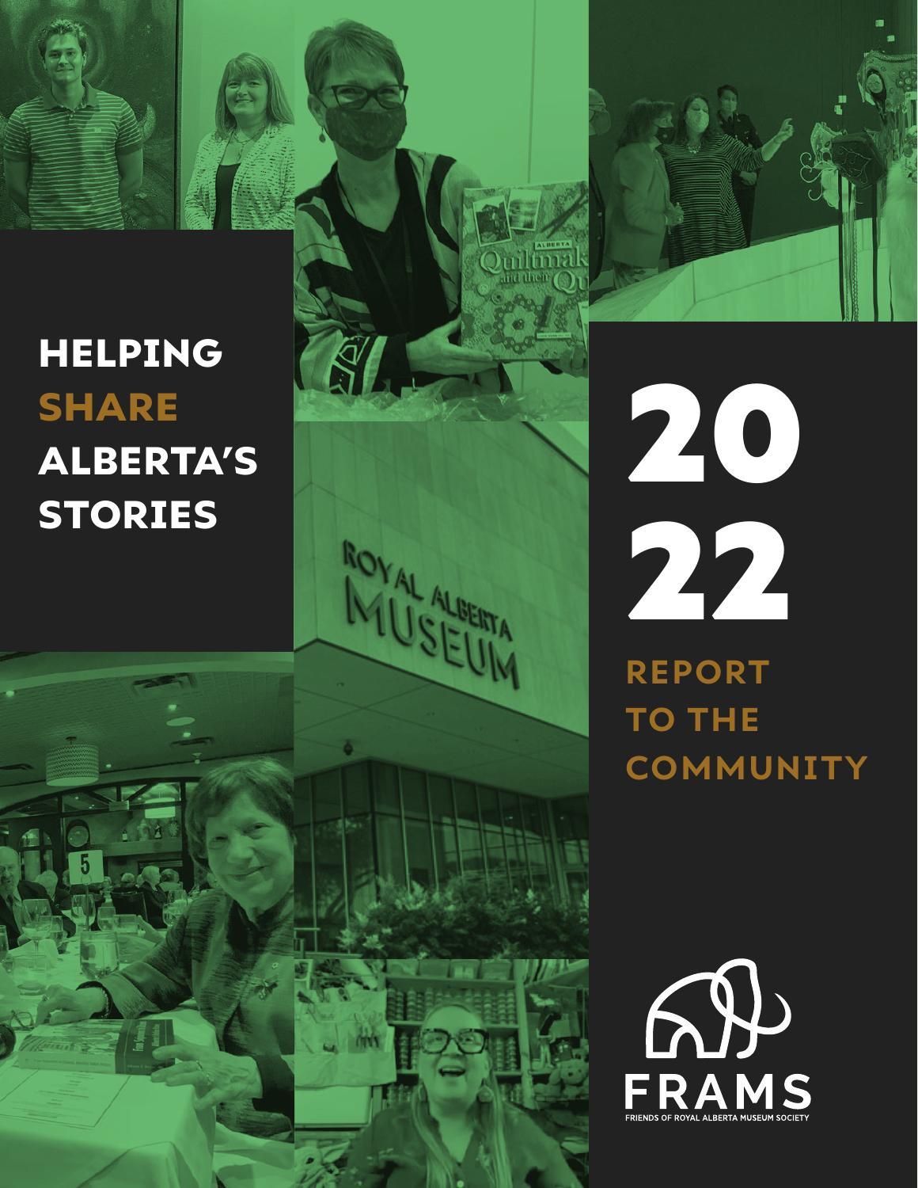# HELPING SHARE ALBERTA'S STORIES

# 2022

## REPORT TO THE COMMUNITY

FRAMS

FRIENDS OF ROYAL ALBERTA MUSEUM SOCIETY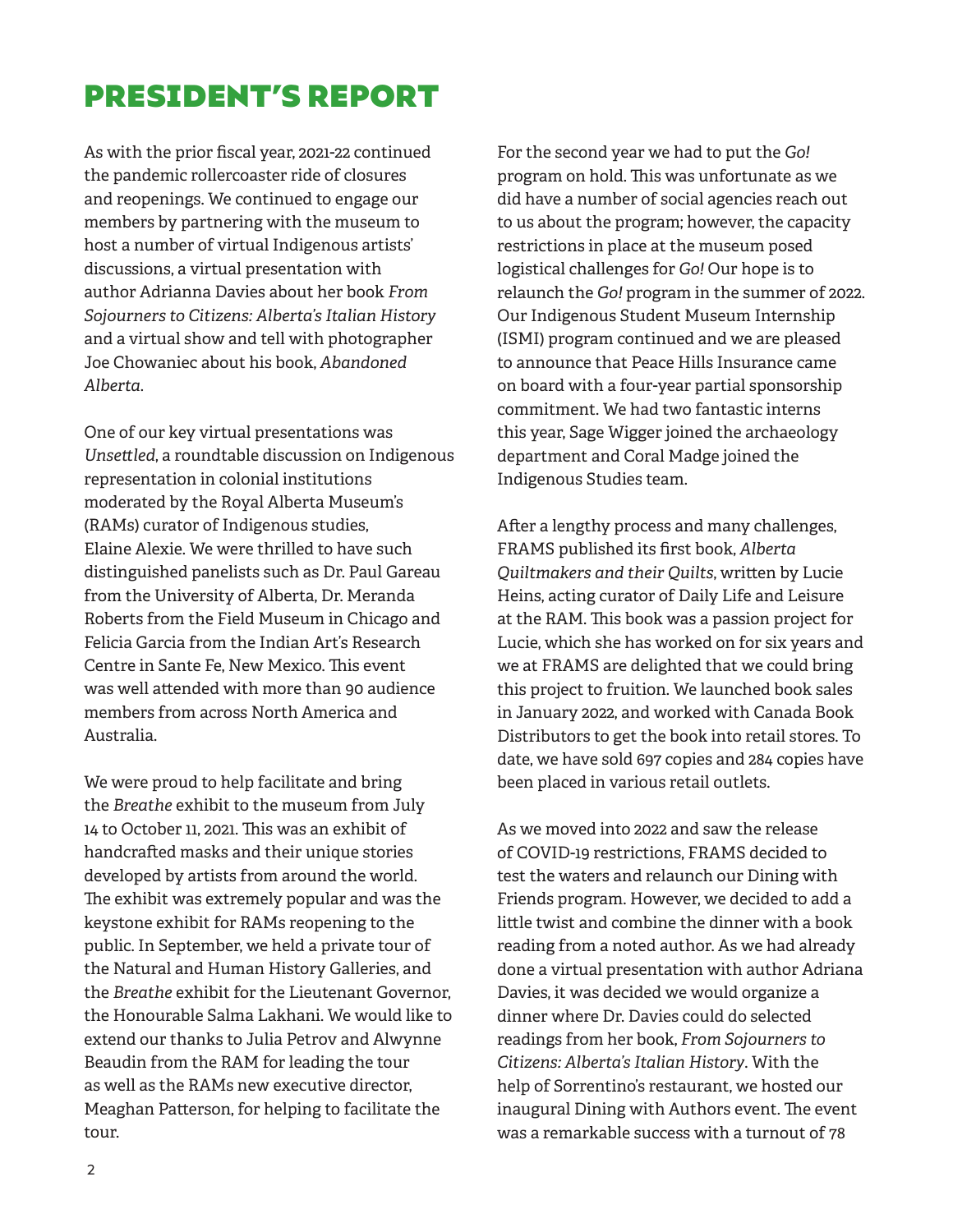# PRESIDENT'S REPORT

As with the prior fiscal year, 2021-22 continued the pandemic rollercoaster ride of closures and reopenings. We continued to engage our members by partnering with the museum to host a number of virtual Indigenous artists' discussions, a virtual presentation with author Adrianna Davies about her book *From Sojourners to Citizens: Alberta's Italian History* and a virtual show and tell with photographer Joe Chowaniec about his book, *Abandoned Alberta*.

One of our key virtual presentations was *Unsettled*, a roundtable discussion on Indigenous representation in colonial institutions moderated by the Royal Alberta Museum's (RAMs) curator of Indigenous studies, Elaine Alexie. We were thrilled to have such distinguished panelists such as Dr. Paul Gareau from the University of Alberta, Dr. Meranda Roberts from the Field Museum in Chicago and Felicia Garcia from the Indian Art's Research Centre in Sante Fe, New Mexico. This event was well attended with more than 90 audience members from across North America and Australia.

We were proud to help facilitate and bring the *Breathe* exhibit to the museum from July 14 to October 11, 2021. This was an exhibit of handcrafted masks and their unique stories developed by artists from around the world. The exhibit was extremely popular and was the keystone exhibit for RAMs reopening to the public. In September, we held a private tour of the Natural and Human History Galleries, and the *Breathe* exhibit for the Lieutenant Governor, the Honourable Salma Lakhani. We would like to extend our thanks to Julia Petrov and Alwynne Beaudin from the RAM for leading the tour as well as the RAMs new executive director, Meaghan Patterson, for helping to facilitate the tour.

For the second year we had to put the *Go!* program on hold. This was unfortunate as we did have a number of social agencies reach out to us about the program; however, the capacity restrictions in place at the museum posed logistical challenges for *Go!* Our hope is to relaunch the *Go!* program in the summer of 2022. Our Indigenous Student Museum Internship (ISMI) program continued and we are pleased to announce that Peace Hills Insurance came on board with a four-year partial sponsorship commitment. We had two fantastic interns this year, Sage Wigger joined the archaeology department and Coral Madge joined the Indigenous Studies team.

After a lengthy process and many challenges, FRAMS published its first book, *Alberta Quiltmakers and their Quilts*, written by Lucie Heins, acting curator of Daily Life and Leisure at the RAM. This book was a passion project for Lucie, which she has worked on for six years and we at FRAMS are delighted that we could bring this project to fruition. We launched book sales in January 2022, and worked with Canada Book Distributors to get the book into retail stores. To date, we have sold 697 copies and 284 copies have been placed in various retail outlets.

As we moved into 2022 and saw the release of COVID-19 restrictions, FRAMS decided to test the waters and relaunch our Dining with Friends program. However, we decided to add a little twist and combine the dinner with a book reading from a noted author. As we had already done a virtual presentation with author Adriana Davies, it was decided we would organize a dinner where Dr. Davies could do selected readings from her book, *From Sojourners to Citizens: Alberta's Italian History*. With the help of Sorrentino's restaurant, we hosted our inaugural Dining with Authors event. The event was a remarkable success with a turnout of 78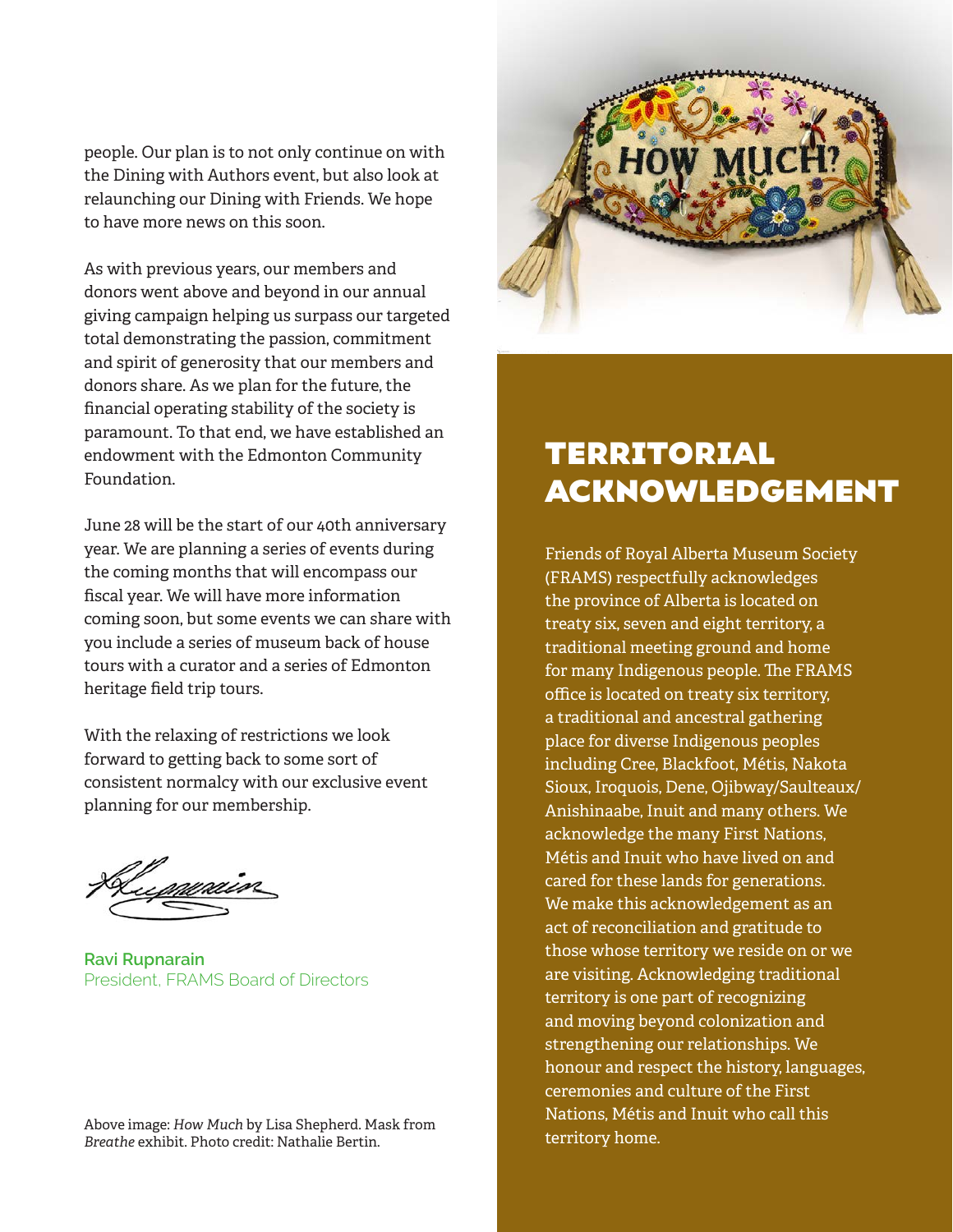people. Our plan is to not only continue on with the Dining with Authors event, but also look at relaunching our Dining with Friends. We hope to have more news on this soon.

As with previous years, our members and donors went above and beyond in our annual giving campaign helping us surpass our targeted total demonstrating the passion, commitment and spirit of generosity that our members and donors share. As we plan for the future, the financial operating stability of the society is paramount. To that end, we have established an endowment with the Edmonton Community Foundation.

June 28 will be the start of our 40th anniversary year. We are planning a series of events during the coming months that will encompass our fiscal year. We will have more information coming soon, but some events we can share with you include a series of museum back of house tours with a curator and a series of Edmonton heritage field trip tours.

With the relaxing of restrictions we look forward to getting back to some sort of consistent normalcy with our exclusive event planning for our membership.

**Ravi Rupnarain**
President, FRAMS Board of Directors

Above image: *How Much* by Lisa Shepherd. Mask from *Breathe* exhibit. Photo credit: Nathalie Bertin.

## TERRITORIAL ACKNOWLEDGEMENT

Friends of Royal Alberta Museum Society (FRAMS) respectfully acknowledges the province of Alberta is located on treaty six, seven and eight territory, a traditional meeting ground and home for many Indigenous people. The FRAMS office is located on treaty six territory, a traditional and ancestral gathering place for diverse Indigenous peoples including Cree, Blackfoot, Métis, Nakota Sioux, Iroquois, Dene, Ojibway/Saulteaux/Anishinaabe, Inuit and many others. We acknowledge the many First Nations, Métis and Inuit who have lived on and cared for these lands for generations. We make this acknowledgement as an act of reconciliation and gratitude to those whose territory we reside on or we are visiting. Acknowledging traditional territory is one part of recognizing and moving beyond colonization and strengthening our relationships. We honour and respect the history, languages, ceremonies and culture of the First Nations, Métis and Inuit who call this territory home.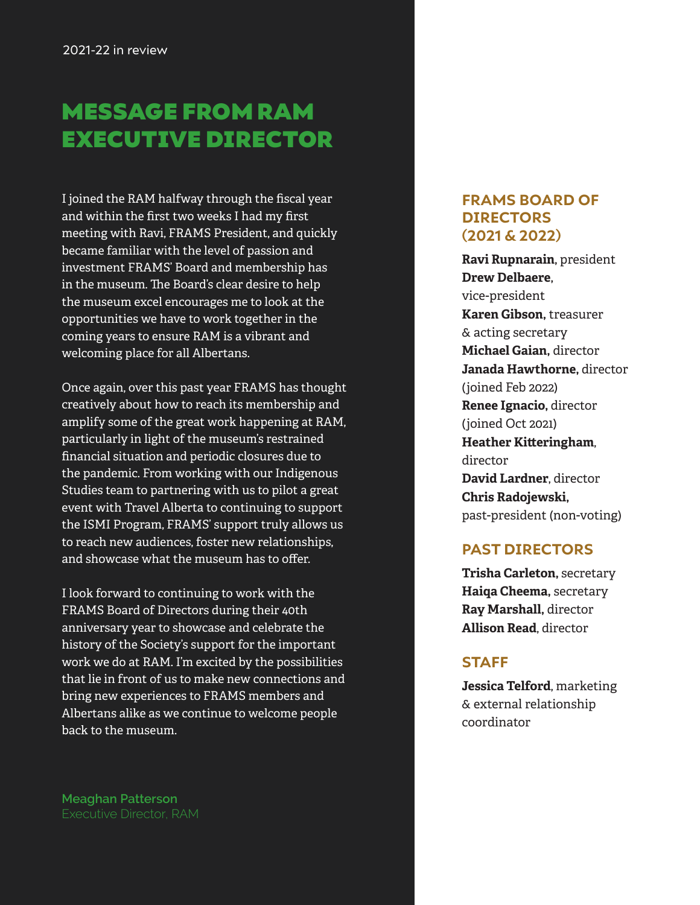2021-22 in review

# MESSAGE FROM RAM EXECUTIVE DIRECTOR

I joined the RAM halfway through the fiscal year and within the first two weeks I had my first meeting with Ravi, FRAMS President, and quickly became familiar with the level of passion and investment FRAMS' Board and membership has in the museum. The Board's clear desire to help the museum excel encourages me to look at the opportunities we have to work together in the coming years to ensure RAM is a vibrant and welcoming place for all Albertans.

Once again, over this past year FRAMS has thought creatively about how to reach its membership and amplify some of the great work happening at RAM, particularly in light of the museum's restrained financial situation and periodic closures due to the pandemic. From working with our Indigenous Studies team to partnering with us to pilot a great event with Travel Alberta to continuing to support the ISMI Program, FRAMS' support truly allows us to reach new audiences, foster new relationships, and showcase what the museum has to offer.

I look forward to continuing to work with the FRAMS Board of Directors during their 40th anniversary year to showcase and celebrate the history of the Society's support for the important work we do at RAM. I'm excited by the possibilities that lie in front of us to make new connections and bring new experiences to FRAMS members and Albertans alike as we continue to welcome people back to the museum.

**Meaghan Patterson**
Executive Director, RAM

## FRAMS BOARD OF DIRECTORS (2021 & 2022)

**Ravi Rupnarain**, president
**Drew Delbaere**, vice-president
**Karen Gibson,** treasurer & acting secretary
**Michael Gaian,** director
**Janada Hawthorne,** director (joined Feb 2022)
**Renee Ignacio,** director (joined Oct 2021)
**Heather Kitteringham**, director
**David Lardner**, director
**Chris Radojewski,** past-president (non-voting)

## PAST DIRECTORS

**Trisha Carleton,** secretary
**Haiqa Cheema,** secretary
**Ray Marshall,** director
**Allison Read**, director

## STAFF

**Jessica Telford**, marketing & external relationship coordinator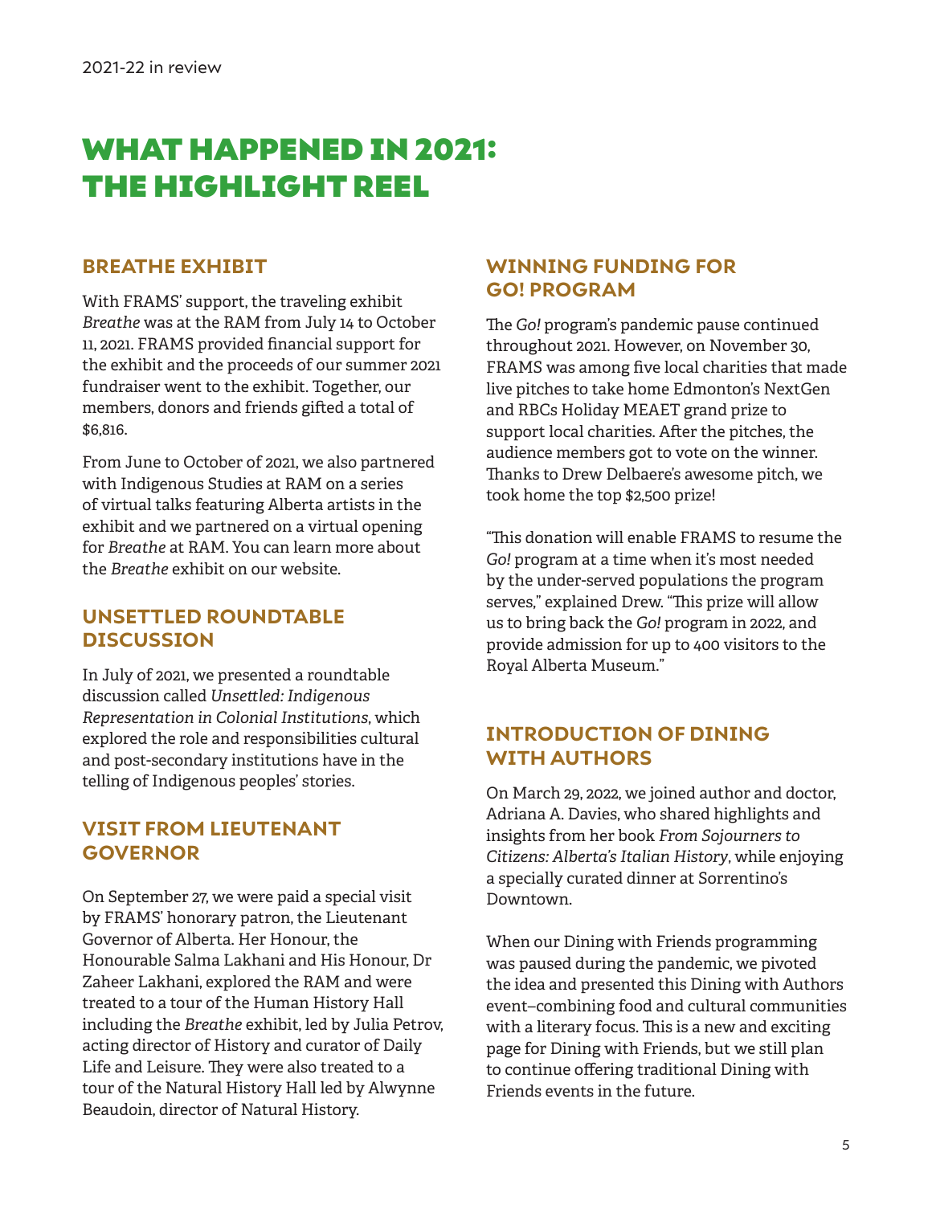2021-22 in review

# WHAT HAPPENED IN 2021: THE HIGHLIGHT REEL

## BREATHE EXHIBIT

With FRAMS' support, the traveling exhibit *Breathe* was at the RAM from July 14 to October 11, 2021. FRAMS provided financial support for the exhibit and the proceeds of our summer 2021 fundraiser went to the exhibit. Together, our members, donors and friends gifted a total of $6,816.

From June to October of 2021, we also partnered with Indigenous Studies at RAM on a series of virtual talks featuring Alberta artists in the exhibit and we partnered on a virtual opening for *Breathe* at RAM. You can learn more about the *Breathe* exhibit on our website.

## UNSETTLED ROUNDTABLE DISCUSSION

In July of 2021, we presented a roundtable discussion called *Unsettled: Indigenous Representation in Colonial Institutions*, which explored the role and responsibilities cultural and post-secondary institutions have in the telling of Indigenous peoples' stories.

## VISIT FROM LIEUTENANT GOVERNOR

On September 27, we were paid a special visit by FRAMS' honorary patron, the Lieutenant Governor of Alberta. Her Honour, the Honourable Salma Lakhani and His Honour, Dr Zaheer Lakhani, explored the RAM and were treated to a tour of the Human History Hall including the *Breathe* exhibit, led by Julia Petrov, acting director of History and curator of Daily Life and Leisure. They were also treated to a tour of the Natural History Hall led by Alwynne Beaudoin, director of Natural History.

## WINNING FUNDING FOR GO! PROGRAM

The *Go!* program's pandemic pause continued throughout 2021. However, on November 30, FRAMS was among five local charities that made live pitches to take home Edmonton's NextGen and RBCs Holiday MEAET grand prize to support local charities. After the pitches, the audience members got to vote on the winner. Thanks to Drew Delbaere's awesome pitch, we took home the top $2,500 prize!

"This donation will enable FRAMS to resume the *Go!* program at a time when it's most needed by the under-served populations the program serves," explained Drew. "This prize will allow us to bring back the *Go!* program in 2022, and provide admission for up to 400 visitors to the Royal Alberta Museum."

## INTRODUCTION OF DINING WITH AUTHORS

On March 29, 2022, we joined author and doctor, Adriana A. Davies, who shared highlights and insights from her book *From Sojourners to Citizens: Alberta's Italian History*, while enjoying a specially curated dinner at Sorrentino's Downtown.

When our Dining with Friends programming was paused during the pandemic, we pivoted the idea and presented this Dining with Authors event–combining food and cultural communities with a literary focus. This is a new and exciting page for Dining with Friends, but we still plan to continue offering traditional Dining with Friends events in the future.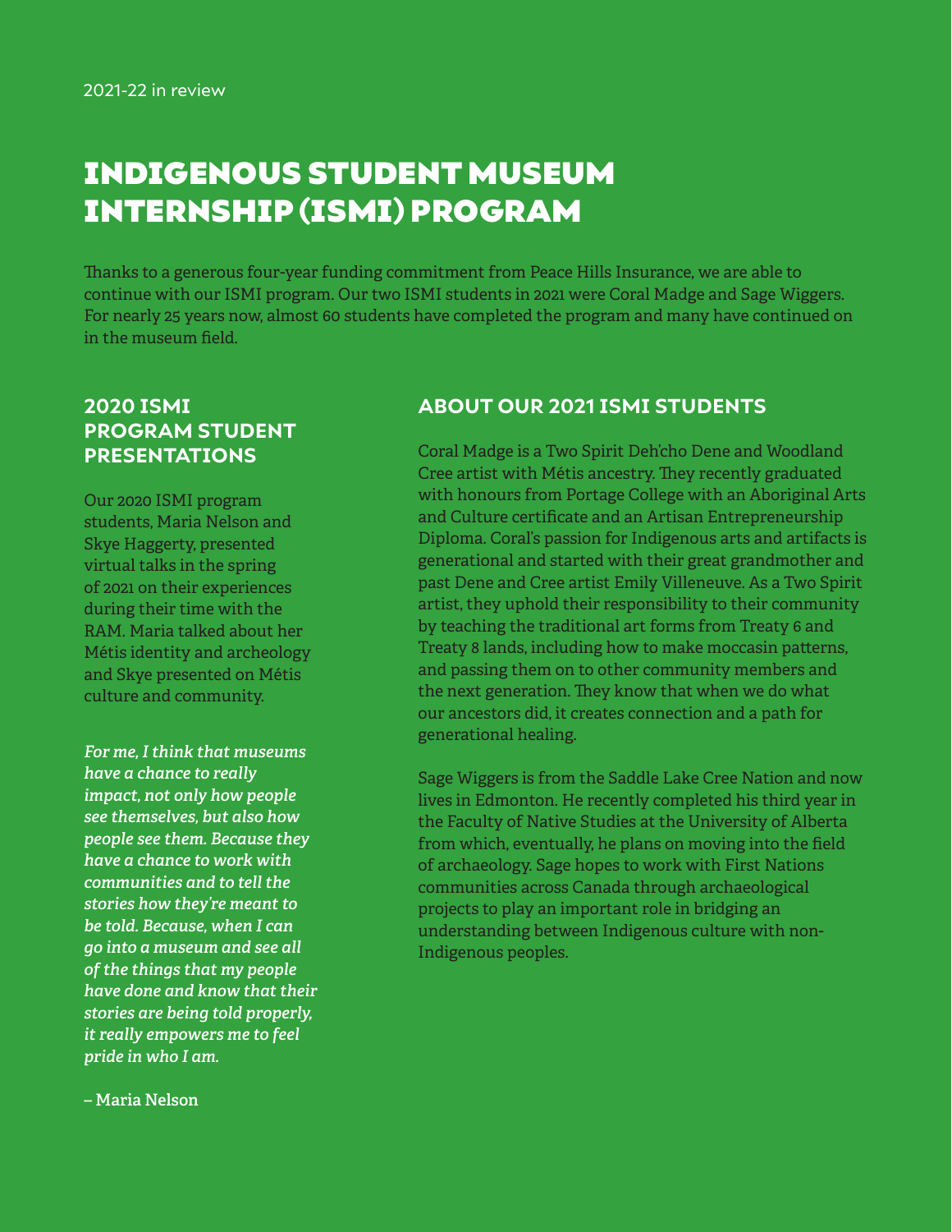2021-22 in review

# INDIGENOUS STUDENT MUSEUM INTERNSHIP (ISMI) PROGRAM

Thanks to a generous four-year funding commitment from Peace Hills Insurance, we are able to continue with our ISMI program. Our two ISMI students in 2021 were Coral Madge and Sage Wiggers. For nearly 25 years now, almost 60 students have completed the program and many have continued on in the museum field.

## 2020 ISMI PROGRAM STUDENT PRESENTATIONS

Our 2020 ISMI program students, Maria Nelson and Skye Haggerty, presented virtual talks in the spring of 2021 on their experiences during their time with the RAM. Maria talked about her Métis identity and archeology and Skye presented on Métis culture and community.

***For me, I think that museums have a chance to really impact, not only how people see themselves, but also how people see them. Because they have a chance to work with communities and to tell the stories how they're meant to be told. Because, when I can go into a museum and see all of the things that my people have done and know that their stories are being told properly, it really empowers me to feel pride in who I am.***

– Maria Nelson

## ABOUT OUR 2021 ISMI STUDENTS

Coral Madge is a Two Spirit Deh'cho Dene and Woodland Cree artist with Métis ancestry. They recently graduated with honours from Portage College with an Aboriginal Arts and Culture certificate and an Artisan Entrepreneurship Diploma. Coral's passion for Indigenous arts and artifacts is generational and started with their great grandmother and past Dene and Cree artist Emily Villeneuve. As a Two Spirit artist, they uphold their responsibility to their community by teaching the traditional art forms from Treaty 6 and Treaty 8 lands, including how to make moccasin patterns, and passing them on to other community members and the next generation. They know that when we do what our ancestors did, it creates connection and a path for generational healing.

Sage Wiggers is from the Saddle Lake Cree Nation and now lives in Edmonton. He recently completed his third year in the Faculty of Native Studies at the University of Alberta from which, eventually, he plans on moving into the field of archaeology. Sage hopes to work with First Nations communities across Canada through archaeological projects to play an important role in bridging an understanding between Indigenous culture with non-Indigenous peoples.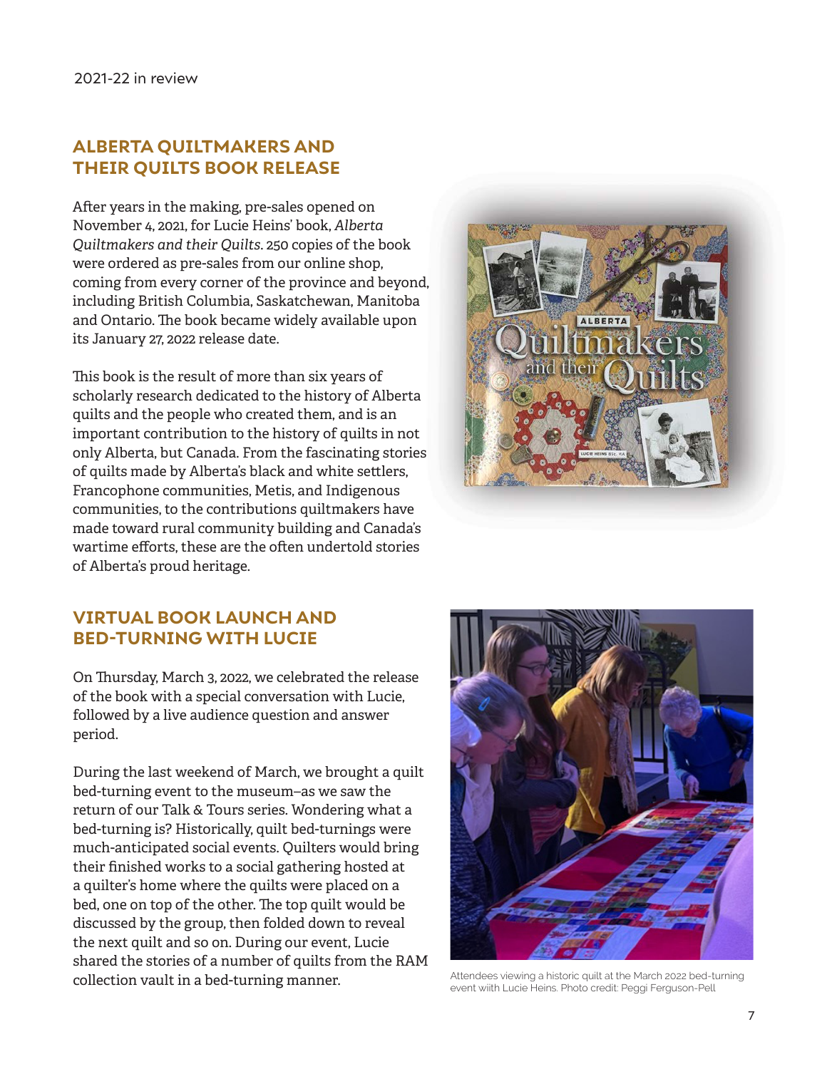## ALBERTA QUILTMAKERS AND THEIR QUILTS BOOK RELEASE

After years in the making, pre-sales opened on November 4, 2021, for Lucie Heins' book, *Alberta Quiltmakers and their Quilts*. 250 copies of the book were ordered as pre-sales from our online shop, coming from every corner of the province and beyond, including British Columbia, Saskatchewan, Manitoba and Ontario. The book became widely available upon its January 27, 2022 release date.

This book is the result of more than six years of scholarly research dedicated to the history of Alberta quilts and the people who created them, and is an important contribution to the history of quilts in not only Alberta, but Canada. From the fascinating stories of quilts made by Alberta's black and white settlers, Francophone communities, Metis, and Indigenous communities, to the contributions quiltmakers have made toward rural community building and Canada's wartime efforts, these are the often undertold stories of Alberta's proud heritage.

## VIRTUAL BOOK LAUNCH AND BED-TURNING WITH LUCIE

On Thursday, March 3, 2022, we celebrated the release of the book with a special conversation with Lucie, followed by a live audience question and answer period.

During the last weekend of March, we brought a quilt bed-turning event to the museum–as we saw the return of our Talk & Tours series. Wondering what a bed-turning is? Historically, quilt bed-turnings were much-anticipated social events. Quilters would bring their finished works to a social gathering hosted at a quilter's home where the quilts were placed on a bed, one on top of the other. The top quilt would be discussed by the group, then folded down to reveal the next quilt and so on. During our event, Lucie shared the stories of a number of quilts from the RAM collection vault in a bed-turning manner.

Attendees viewing a historic quilt at the March 2022 bed-turning event wiith Lucie Heins. Photo credit: Peggi Ferguson-Pell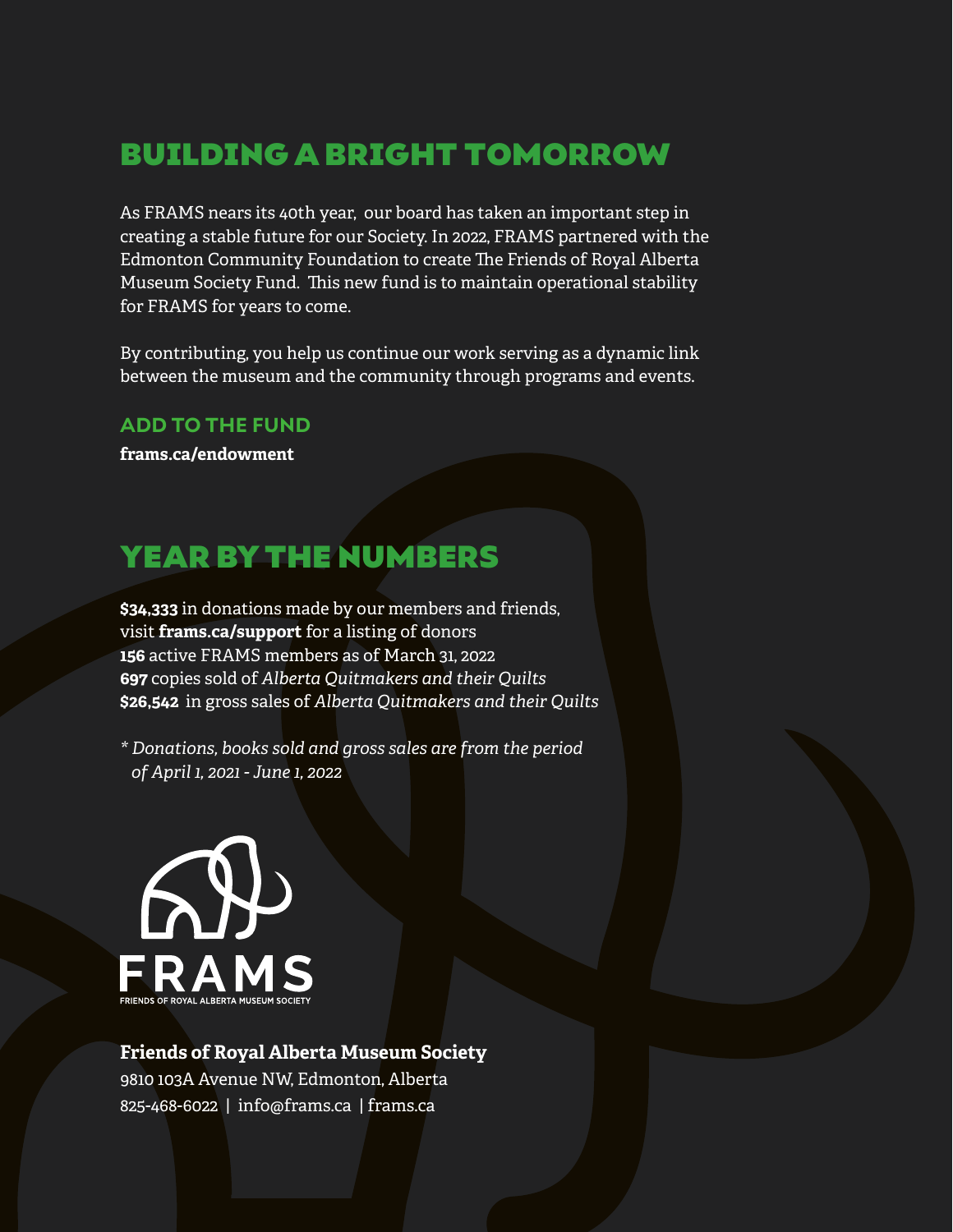## BUILDING A BRIGHT TOMORROW

As FRAMS nears its 40th year, our board has taken an important step in creating a stable future for our Society. In 2022, FRAMS partnered with the Edmonton Community Foundation to create The Friends of Royal Alberta Museum Society Fund. This new fund is to maintain operational stability for FRAMS for years to come.

By contributing, you help us continue our work serving as a dynamic link between the museum and the community through programs and events.

### ADD TO THE FUND

**frams.ca/endowment**

## YEAR BY THE NUMBERS

**$34,333** in donations made by our members and friends, visit **frams.ca/support** for a listing of donors
**156** active FRAMS members as of March 31, 2022
**697** copies sold of *Alberta Quitmakers and their Quilts*
**$26,542** in gross sales of *Alberta Quitmakers and their Quilts*

*\* Donations, books sold and gross sales are from the period of April 1, 2021 - June 1, 2022*

FRAMS
FRIENDS OF ROYAL ALBERTA MUSEUM SOCIETY

**Friends of Royal Alberta Museum Society**
9810 103A Avenue NW, Edmonton, Alberta
825-468-6022 | info@frams.ca | frams.ca